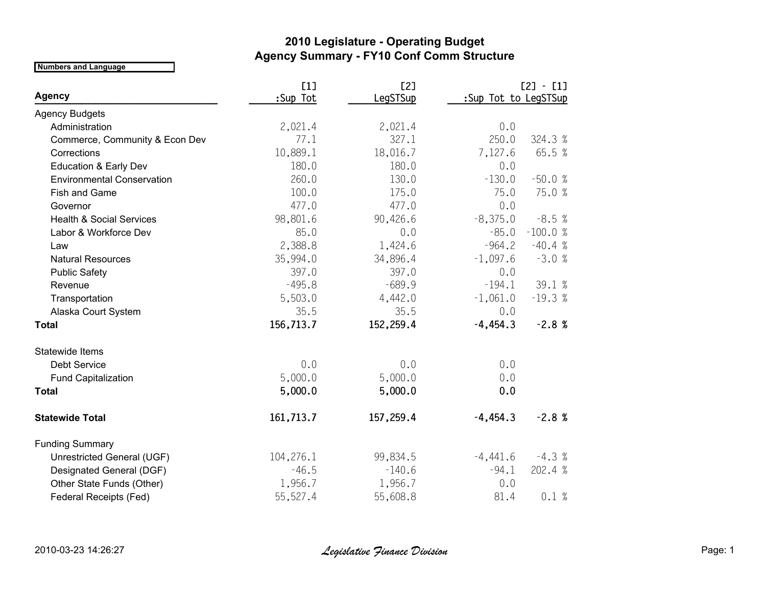# 2010 Legislature - Operating Budget
## Agency Summary - FY10 Conf Comm Structure

**Numbers and Language**

| Agency | [1] :Sup Tot | [2] LegSTSup | [2] - [1] :Sup Tot to LegSTSup | |
|---|---|---|---|---|
| Agency Budgets | | | | |
| Administration | 2,021.4 | 2,021.4 | 0.0 | |
| Commerce, Community & Econ Dev | 77.1 | 327.1 | 250.0 | 324.3 % |
| Corrections | 10,889.1 | 18,016.7 | 7,127.6 | 65.5 % |
| Education & Early Dev | 180.0 | 180.0 | 0.0 | |
| Environmental Conservation | 260.0 | 130.0 | -130.0 | -50.0 % |
| Fish and Game | 100.0 | 175.0 | 75.0 | 75.0 % |
| Governor | 477.0 | 477.0 | 0.0 | |
| Health & Social Services | 98,801.6 | 90,426.6 | -8,375.0 | -8.5 % |
| Labor & Workforce Dev | 85.0 | 0.0 | -85.0 | -100.0 % |
| Law | 2,388.8 | 1,424.6 | -964.2 | -40.4 % |
| Natural Resources | 35,994.0 | 34,896.4 | -1,097.6 | -3.0 % |
| Public Safety | 397.0 | 397.0 | 0.0 | |
| Revenue | -495.8 | -689.9 | -194.1 | 39.1 % |
| Transportation | 5,503.0 | 4,442.0 | -1,061.0 | -19.3 % |
| Alaska Court System | 35.5 | 35.5 | 0.0 | |
| **Total** | **156,713.7** | **152,259.4** | **-4,454.3** | **-2.8 %** |
| Statewide Items | | | | |
| Debt Service | 0.0 | 0.0 | 0.0 | |
| Fund Capitalization | 5,000.0 | 5,000.0 | 0.0 | |
| **Total** | **5,000.0** | **5,000.0** | **0.0** | |
| **Statewide Total** | **161,713.7** | **157,259.4** | **-4,454.3** | **-2.8 %** |
| Funding Summary | | | | |
| Unrestricted General (UGF) | 104,276.1 | 99,834.5 | -4,441.6 | -4.3 % |
| Designated General (DGF) | -46.5 | -140.6 | -94.1 | 202.4 % |
| Other State Funds (Other) | 1,956.7 | 1,956.7 | 0.0 | |
| Federal Receipts (Fed) | 55,527.4 | 55,608.8 | 81.4 | 0.1 % |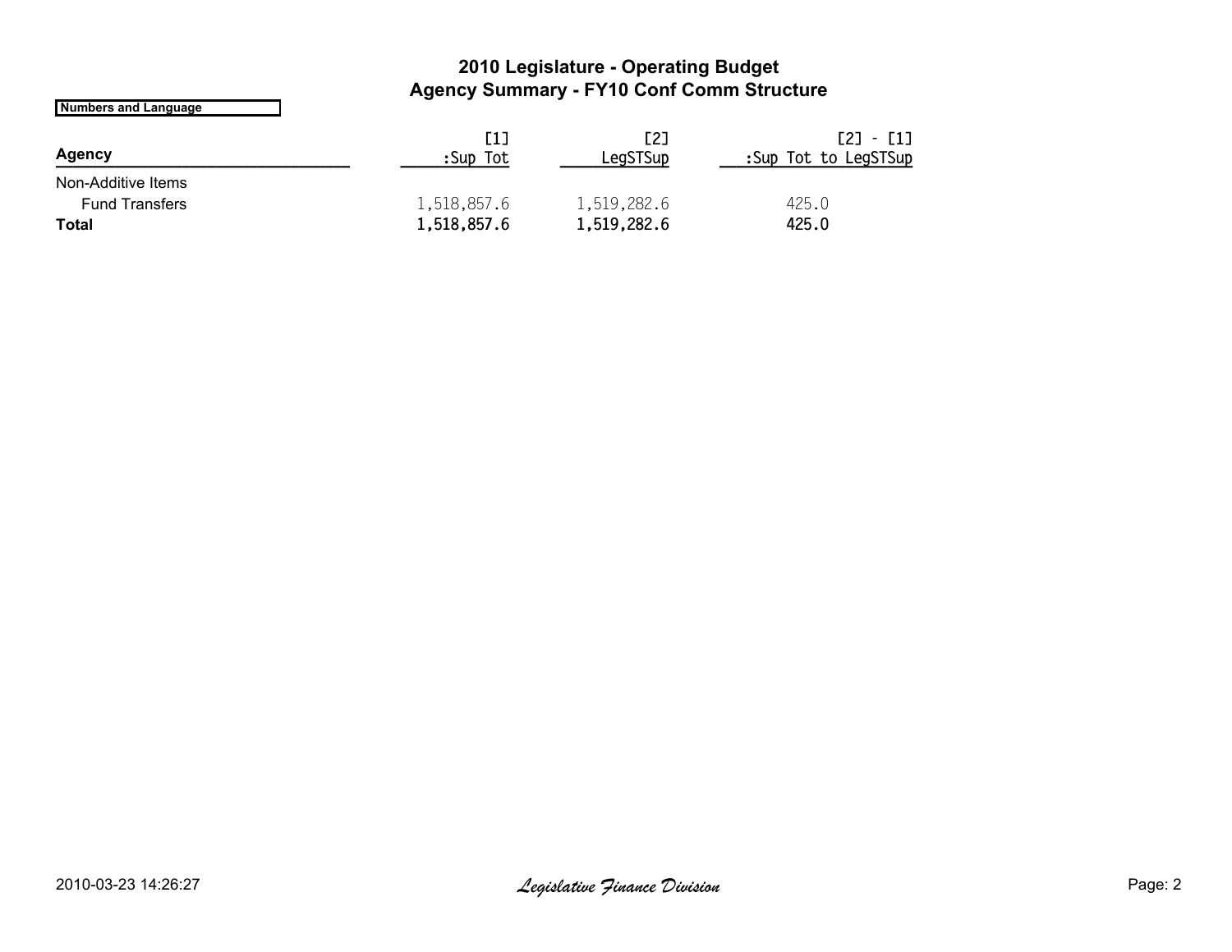# 2010 Legislature - Operating Budget
## Agency Summary - FY10 Conf Comm Structure

**Numbers and Language**

| Agency | [1] :Sup Tot | [2] LegSTSup | [2] - [1] :Sup Tot to LegSTSup |
|---|---|---|---|
| Non-Additive Items | | | |
| Fund Transfers | 1,518,857.6 | 1,519,282.6 | 425.0 |
| **Total** | **1,518,857.6** | **1,519,282.6** | **425.0** |

2010-03-23 14:26:27

*Legislative Finance Division*